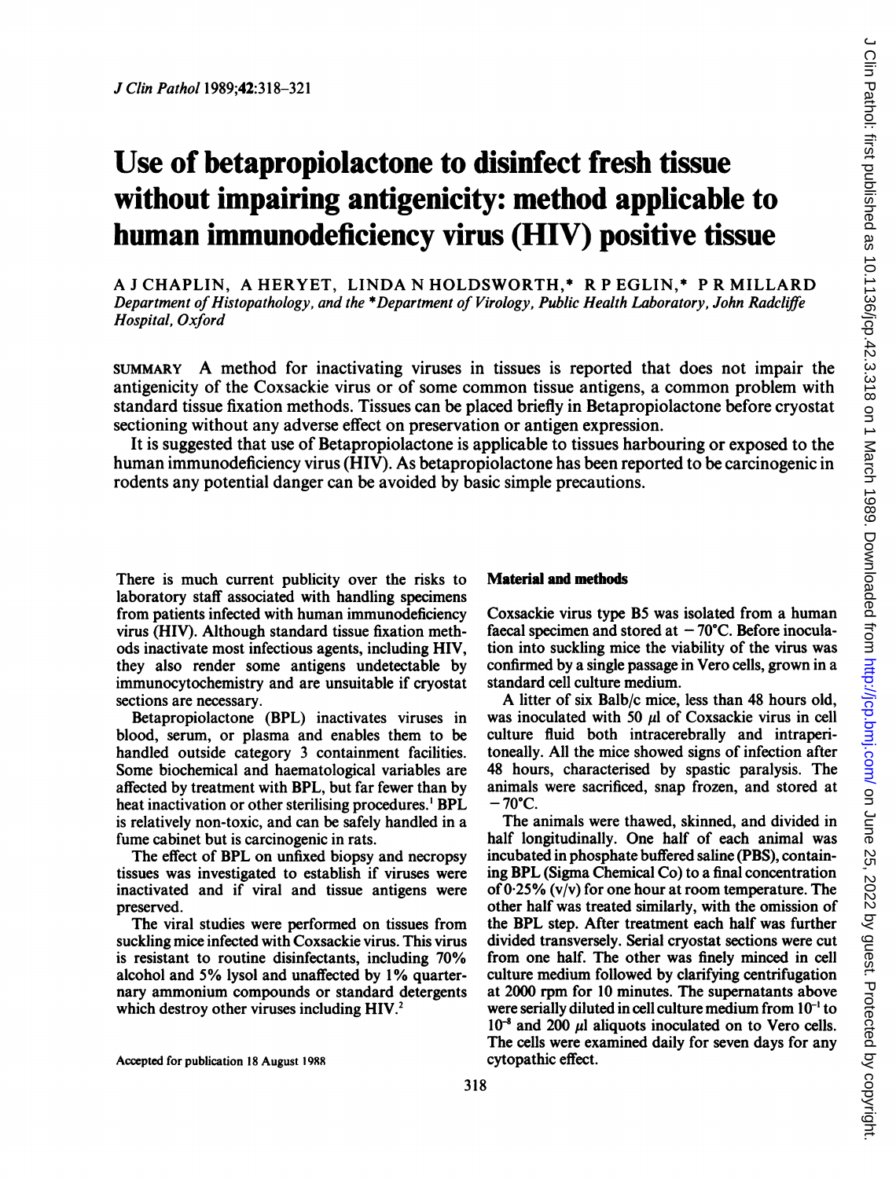# Use of betapropiolactone to disinfect fresh tissue without impairing antigenicity: method applicable to human immunodeficiency virus (HIV) positive tissue

A J CHAPLIN, A HERYET, LINDA N HOLDSWORTH,* R P EGLIN,* P R MILLARD

*Department of Histopathology, and the \*Department of Virology, Public Health Laboratory, John Radcliffe Hospital, Oxford*

SUMMARY A method for inactivating viruses in tissues is reported that does not impair the antigenicity of the Coxsackie virus or of some common tissue antigens, a common problem with standard tissue fixation methods. Tissues can be placed briefly in Betapropiolactone before cryostat sectioning without any adverse effect on preservation or antigen expression.

It is suggested that use of Betapropiolactone is applicable to tissues harbouring or exposed to the human immunodeficiency virus (HIV). As betapropiolactone has been reported to be carcinogenic in rodents any potential danger can be avoided by basic simple precautions.

There is much current publicity over the risks to laboratory staff associated with handling specimens from patients infected with human immunodeficiency virus (HIV). Although standard tissue fixation methods inactivate most infectious agents, including HIV, they also render some antigens undetectable by immunocytochemistry and are unsuitable if cryostat sections are necessary.

Betapropiolactone (BPL) inactivates viruses in blood, serum, or plasma and enables them to be handled outside category 3 containment facilities. Some biochemical and haematological variables are affected by treatment with BPL, but far fewer than by heat inactivation or other sterilising procedures.[1] BPL is relatively non-toxic, and can be safely handled in a fume cabinet but is carcinogenic in rats.

The effect of BPL on unfixed biopsy and necropsy tissues was investigated to establish if viruses were inactivated and if viral and tissue antigens were preserved.

The viral studies were performed on tissues from suckling mice infected with Coxsackie virus. This virus is resistant to routine disinfectants, including 70% alcohol and 5% lysol and unaffected by 1% quarternary ammonium compounds or standard detergents which destroy other viruses including HIV.[2]

Accepted for publication 18 August 1988

## Material and methods

Coxsackie virus type B5 was isolated from a human faecal specimen and stored at $-70°C$. Before inoculation into suckling mice the viability of the virus was confirmed by a single passage in Vero cells, grown in a standard cell culture medium.

A litter of six Balb/c mice, less than 48 hours old, was inoculated with 50 $\mu$l of Coxsackie virus in cell culture fluid both intracerebrally and intraperitoneally. All the mice showed signs of infection after 48 hours, characterised by spastic paralysis. The animals were sacrificed, snap frozen, and stored at $-70°C$.

The animals were thawed, skinned, and divided in half longitudinally. One half of each animal was incubated in phosphate buffered saline (PBS), containing BPL (Sigma Chemical Co) to a final concentration of 0·25% (v/v) for one hour at room temperature. The other half was treated similarly, with the omission of the BPL step. After treatment each half was further divided transversely. Serial cryostat sections were cut from one half. The other was finely minced in cell culture medium followed by clarifying centrifugation at 2000 rpm for 10 minutes. The supernatants above were serially diluted in cell culture medium from $10^{-1}$ to $10^{-8}$ and 200 $\mu$l aliquots inoculated on to Vero cells. The cells were examined daily for seven days for any cytopathic effect.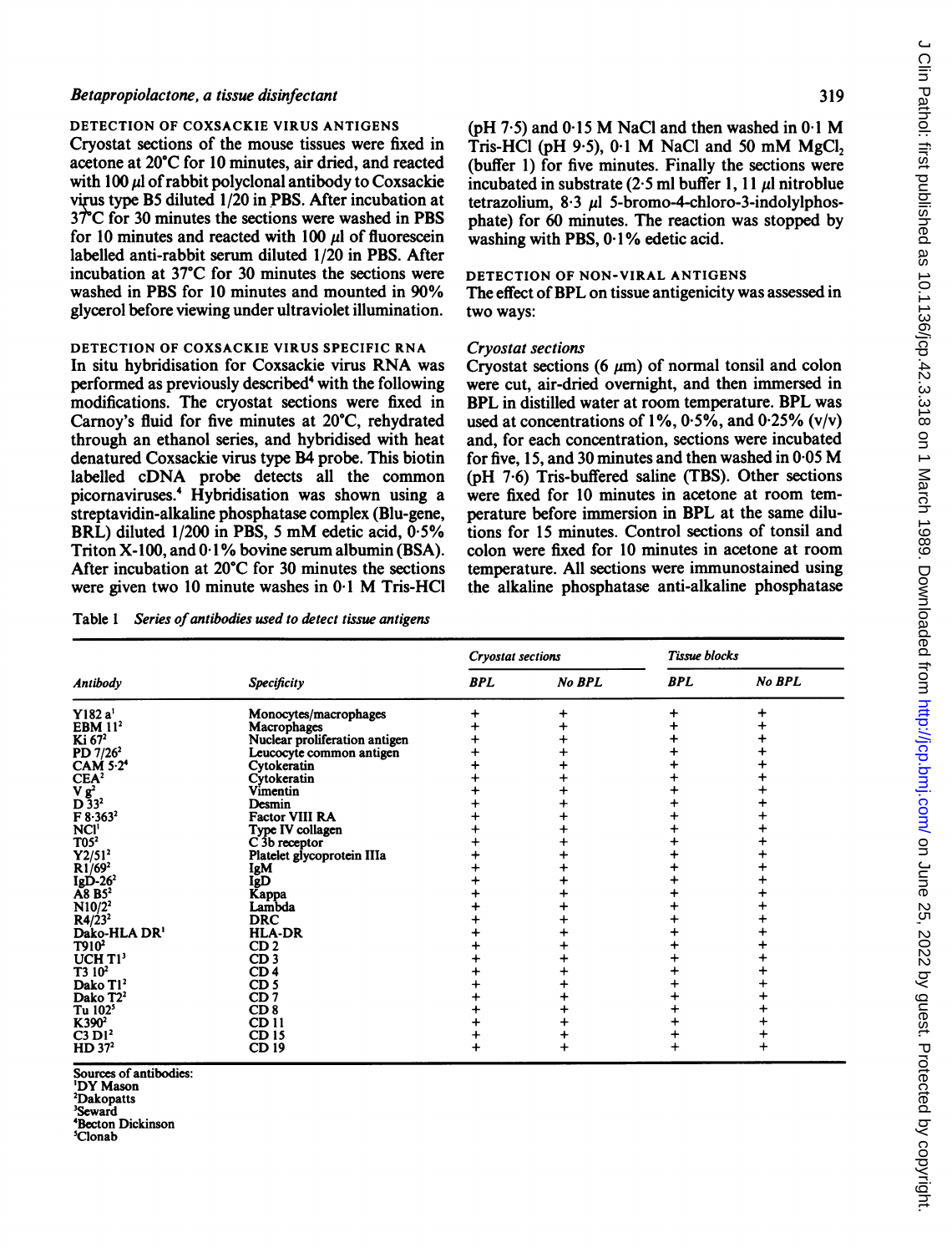### DETECTION OF COXSACKIE VIRUS ANTIGENS

Cryostat sections of the mouse tissues were fixed in acetone at 20°C for 10 minutes, air dried, and reacted with 100 μl of rabbit polyclonal antibody to Coxsackie virus type B5 diluted 1/20 in PBS. After incubation at 37°C for 30 minutes the sections were washed in PBS for 10 minutes and reacted with 100 μl of fluorescein labelled anti-rabbit serum diluted 1/20 in PBS. After incubation at 37°C for 30 minutes the sections were washed in PBS for 10 minutes and mounted in 90% glycerol before viewing under ultraviolet illumination.

### DETECTION OF COXSACKIE VIRUS SPECIFIC RNA

In situ hybridisation for Coxsackie virus RNA was performed as previously described[4] with the following modifications. The cryostat sections were fixed in Carnoy's fluid for five minutes at 20°C, rehydrated through an ethanol series, and hybridised with heat denatured Coxsackie virus type B4 probe. This biotin labelled cDNA probe detects all the common picornaviruses.[4] Hybridisation was shown using a streptavidin-alkaline phosphatase complex (Blu-gene, BRL) diluted 1/200 in PBS, 5 mM edetic acid, 0·5% Triton X-100, and 0·1% bovine serum albumin (BSA). After incubation at 20°C for 30 minutes the sections were given two 10 minute washes in 0·1 M Tris-HCl (pH 7·5) and 0·15 M NaCl and then washed in 0·1 M Tris-HCl (pH 9·5), 0·1 M NaCl and 50 mM $MgCl_2$ (buffer 1) for five minutes. Finally the sections were incubated in substrate (2·5 ml buffer 1, 11 μl nitroblue tetrazolium, 8·3 μl 5-bromo-4-chloro-3-indolylphosphate) for 60 minutes. The reaction was stopped by washing with PBS, 0·1% edetic acid.

### DETECTION OF NON-VIRAL ANTIGENS

The effect of BPL on tissue antigenicity was assessed in two ways:

*Cryostat sections*

Cryostat sections (6 μm) of normal tonsil and colon were cut, air-dried overnight, and then immersed in BPL in distilled water at room temperature. BPL was used at concentrations of 1%, 0·5%, and 0·25% (v/v) and, for each concentration, sections were incubated for five, 15, and 30 minutes and then washed in 0·05 M (pH 7·6) Tris-buffered saline (TBS). Other sections were fixed for 10 minutes in acetone at room temperature before immersion in BPL at the same dilutions for 15 minutes. Control sections of tonsil and colon were fixed for 10 minutes in acetone at room temperature. All sections were immunostained using the alkaline phosphatase anti-alkaline phosphatase

Table 1 *Series of antibodies used to detect tissue antigens*

| | | *Cryostat sections* | | *Tissue blocks* | |
|---|---|---|---|---|---|
| *Antibody* | *Specificity* | *BPL* | *No BPL* | *BPL* | *No BPL* |
| Y182 a[1] | Monocytes/macrophages | + | + | + | + |
| EBM 11[2] | Macrophages | + | + | + | + |
| Ki 67[2] | Nuclear proliferation antigen | + | + | + | + |
| PD 7/26[2] | Leucocyte common antigen | + | + | + | + |
| CAM 5·2[4] | Cytokeratin | + | + | + | + |
| CEA[2] | Cytokeratin | + | + | + | + |
| V g[2] | Vimentin | + | + | + | + |
| D 33[2] | Desmin | + | + | + | + |
| F 8·363[2] | Factor VIII RA | + | + | + | + |
| NCl[1] | Type IV collagen | + | + | + | + |
| T05[2] | C 3b receptor | + | + | + | + |
| Y2/51[2] | Platelet glycoprotein IIIa | + | + | + | + |
| R1/69[2] | IgM | + | + | + | + |
| IgD-26[2] | IgD | + | + | + | + |
| A8 B5[2] | Kappa | + | + | + | + |
| N10/2[2] | Lambda | + | + | + | + |
| R4/23[2] | DRC | + | + | + | + |
| Dako-HLA DR[1] | HLA-DR | + | + | + | + |
| T910[2] | CD 2 | + | + | + | + |
| UCH T1[3] | CD 3 | + | + | + | + |
| T3 10[2] | CD 4 | + | + | + | + |
| Dako T1[2] | CD 5 | + | + | + | + |
| Dako T2[2] | CD 7 | + | + | + | + |
| Tu 102[5] | CD 8 | + | + | + | + |
| K390[2] | CD 11 | + | + | + | + |
| C3 D1[2] | CD 15 | + | + | + | + |
| HD 37[2] | CD 19 | + | + | + | + |

Sources of antibodies:
[1]DY Mason
[2]Dakopatts
[3]Seward
[4]Becton Dickinson
[5]Clonab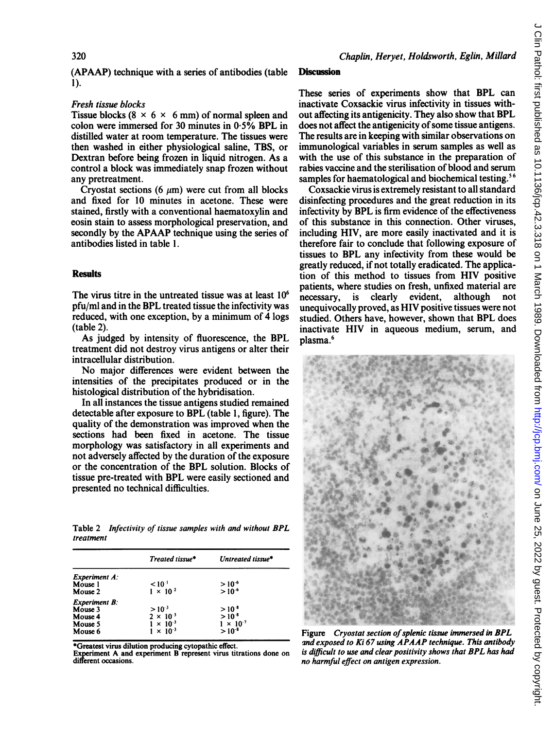(APAAP) technique with a series of antibodies (table 1).

### Fresh tissue blocks

Tissue blocks (8 × 6 × 6 mm) of normal spleen and colon were immersed for 30 minutes in 0·5% BPL in distilled water at room temperature. The tissues were then washed in either physiological saline, TBS, or Dextran before being frozen in liquid nitrogen. As a control a block was immediately snap frozen without any pretreatment.

Cryostat sections (6 μm) were cut from all blocks and fixed for 10 minutes in acetone. These were stained, firstly with a conventional haematoxylin and eosin stain to assess morphological preservation, and secondly by the APAAP technique using the series of antibodies listed in table 1.

## Results

The virus titre in the untreated tissue was at least $10^6$ pfu/ml and in the BPL treated tissue the infectivity was reduced, with one exception, by a minimum of 4 logs (table 2).

As judged by intensity of fluorescence, the BPL treatment did not destroy virus antigens or alter their intracellular distribution.

No major differences were evident between the intensities of the precipitates produced or in the histological distribution of the hybridisation.

In all instances the tissue antigens studied remained detectable after exposure to BPL (table 1, figure). The quality of the demonstration was improved when the sections had been fixed in acetone. The tissue morphology was satisfactory in all experiments and not adversely affected by the duration of the exposure or the concentration of the BPL solution. Blocks of tissue pre-treated with BPL were easily sectioned and presented no technical difficulties.

Table 2 *Infectivity of tissue samples with and without BPL treatment*

| | *Treated tissue\** | *Untreated tissue\** |
|---|---|---|
| *Experiment A:* | | |
| Mouse 1 | $<10^{-1}$ | $>10^{-6}$ |
| Mouse 2 | $1 \times 10^{-2}$ | $>10^{-6}$ |
| *Experiment B:* | | |
| Mouse 3 | $>10^{-3}$ | $>10^{-8}$ |
| Mouse 4 | $2 \times 10^{-3}$ | $>10^{-8}$ |
| Mouse 5 | $1 \times 10^{-3}$ | $1 \times 10^{-7}$ |
| Mouse 6 | $1 \times 10^{-3}$ | $>10^{-8}$ |

\*Greatest virus dilution producing cytopathic effect.
Experiment A and experiment B represent virus titrations done on different occasions.

## Discussion

These series of experiments show that BPL can inactivate Coxsackie virus infectivity in tissues without affecting its antigenicity. They also show that BPL does not affect the antigenicity of some tissue antigens. The results are in keeping with similar observations on immunological variables in serum samples as well as with the use of this substance in the preparation of rabies vaccine and the sterilisation of blood and serum samples for haematological and biochemical testing.[5,6]

Coxsackie virus is extremely resistant to all standard disinfecting procedures and the great reduction in its infectivity by BPL is firm evidence of the effectiveness of this substance in this connection. Other viruses, including HIV, are more easily inactivated and it is therefore fair to conclude that following exposure of tissues to BPL any infectivity from these would be greatly reduced, if not totally eradicated. The application of this method to tissues from HIV positive patients, where studies on fresh, unfixed material are necessary, is clearly evident, although not unequivocally proved, as HIV positive tissues were not studied. Others have, however, shown that BPL does inactivate HIV in aqueous medium, serum, and plasma.[6]

Figure *Cryostat section of splenic tissue immersed in BPL and exposed to Ki 67 using APAAP technique. This antibody is difficult to use and clear positivity shows that BPL has had no harmful effect on antigen expression.*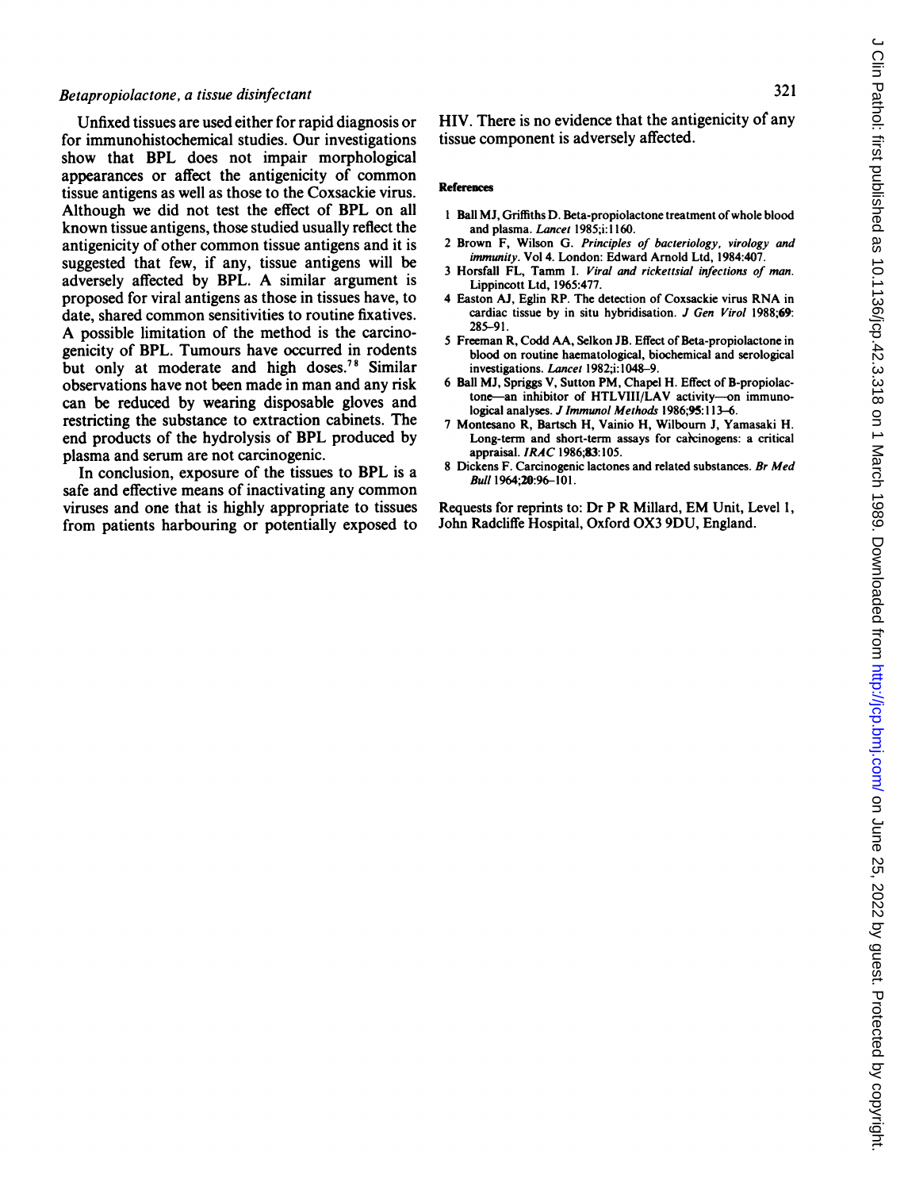Unfixed tissues are used either for rapid diagnosis or for immunohistochemical studies. Our investigations show that BPL does not impair morphological appearances or affect the antigenicity of common tissue antigens as well as those to the Coxsackie virus. Although we did not test the effect of BPL on all known tissue antigens, those studied usually reflect the antigenicity of other common tissue antigens and it is suggested that few, if any, tissue antigens will be adversely affected by BPL. A similar argument is proposed for viral antigens as those in tissues have, to date, shared common sensitivities to routine fixatives. A possible limitation of the method is the carcinogenicity of BPL. Tumours have occurred in rodents but only at moderate and high doses.[7,8] Similar observations have not been made in man and any risk can be reduced by wearing disposable gloves and restricting the substance to extraction cabinets. The end products of the hydrolysis of BPL produced by plasma and serum are not carcinogenic.

In conclusion, exposure of the tissues to BPL is a safe and effective means of inactivating any common viruses and one that is highly appropriate to tissues from patients harbouring or potentially exposed to HIV. There is no evidence that the antigenicity of any tissue component is adversely affected.

#### References

1. Ball MJ, Griffiths D. Beta-propiolactone treatment of whole blood and plasma. *Lancet* 1985;i:1160.
2. Brown F, Wilson G. *Principles of bacteriology, virology and immunity*. Vol 4. London: Edward Arnold Ltd, 1984:407.
3. Horsfall FL, Tamm I. *Viral and rickettsial infections of man*. Lippincott Ltd, 1965:477.
4. Easton AJ, Eglin RP. The detection of Coxsackie virus RNA in cardiac tissue by in situ hybridisation. *J Gen Virol* 1988;**69**:285–91.
5. Freeman R, Codd AA, Selkon JB. Effect of Beta-propiolactone in blood on routine haematological, biochemical and serological investigations. *Lancet* 1982;i:1048–9.
6. Ball MJ, Spriggs V, Sutton PM, Chapel H. Effect of B-propiolactone—an inhibitor of HTLVIII/LAV activity—on immunological analyses. *J Immunol Methods* 1986;**95**:113–6.
7. Montesano R, Bartsch H, Vainio H, Wilbourn J, Yamasaki H. Long-term and short-term assays for carcinogens: a critical appraisal. *IRAC* 1986;**83**:105.
8. Dickens F. Carcinogenic lactones and related substances. *Br Med Bull* 1964;**20**:96–101.

Requests for reprints to: Dr P R Millard, EM Unit, Level 1, John Radcliffe Hospital, Oxford OX3 9DU, England.